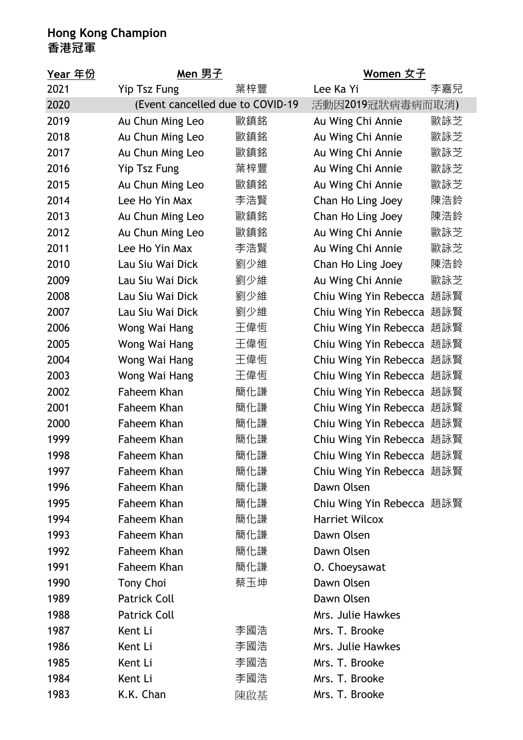# Hong Kong Champion
# 香港冠軍

| Year 年份 | Men 男子 | | Women 女子 | |
|---|---|---|---|---|
| 2021 | Yip Tsz Fung | 葉梓豐 | Lee Ka Yi | 李嘉兒 |
| 2020 | (Event cancelled due to COVID-19 | | 活動因2019冠狀病毒病而取消) | |
| 2019 | Au Chun Ming Leo | 歐鎮銘 | Au Wing Chi Annie | 歐詠芝 |
| 2018 | Au Chun Ming Leo | 歐鎮銘 | Au Wing Chi Annie | 歐詠芝 |
| 2017 | Au Chun Ming Leo | 歐鎮銘 | Au Wing Chi Annie | 歐詠芝 |
| 2016 | Yip Tsz Fung | 葉梓豐 | Au Wing Chi Annie | 歐詠芝 |
| 2015 | Au Chun Ming Leo | 歐鎮銘 | Au Wing Chi Annie | 歐詠芝 |
| 2014 | Lee Ho Yin Max | 李浩賢 | Chan Ho Ling Joey | 陳浩鈴 |
| 2013 | Au Chun Ming Leo | 歐鎮銘 | Chan Ho Ling Joey | 陳浩鈴 |
| 2012 | Au Chun Ming Leo | 歐鎮銘 | Au Wing Chi Annie | 歐詠芝 |
| 2011 | Lee Ho Yin Max | 李浩賢 | Au Wing Chi Annie | 歐詠芝 |
| 2010 | Lau Siu Wai Dick | 劉少維 | Chan Ho Ling Joey | 陳浩鈴 |
| 2009 | Lau Siu Wai Dick | 劉少維 | Au Wing Chi Annie | 歐詠芝 |
| 2008 | Lau Siu Wai Dick | 劉少維 | Chiu Wing Yin Rebecca | 趙詠賢 |
| 2007 | Lau Siu Wai Dick | 劉少維 | Chiu Wing Yin Rebecca | 趙詠賢 |
| 2006 | Wong Wai Hang | 王偉恆 | Chiu Wing Yin Rebecca | 趙詠賢 |
| 2005 | Wong Wai Hang | 王偉恆 | Chiu Wing Yin Rebecca | 趙詠賢 |
| 2004 | Wong Wai Hang | 王偉恆 | Chiu Wing Yin Rebecca | 趙詠賢 |
| 2003 | Wong Wai Hang | 王偉恆 | Chiu Wing Yin Rebecca | 趙詠賢 |
| 2002 | Faheem Khan | 簡化謙 | Chiu Wing Yin Rebecca | 趙詠賢 |
| 2001 | Faheem Khan | 簡化謙 | Chiu Wing Yin Rebecca | 趙詠賢 |
| 2000 | Faheem Khan | 簡化謙 | Chiu Wing Yin Rebecca | 趙詠賢 |
| 1999 | Faheem Khan | 簡化謙 | Chiu Wing Yin Rebecca | 趙詠賢 |
| 1998 | Faheem Khan | 簡化謙 | Chiu Wing Yin Rebecca | 趙詠賢 |
| 1997 | Faheem Khan | 簡化謙 | Chiu Wing Yin Rebecca | 趙詠賢 |
| 1996 | Faheem Khan | 簡化謙 | Dawn Olsen | |
| 1995 | Faheem Khan | 簡化謙 | Chiu Wing Yin Rebecca | 趙詠賢 |
| 1994 | Faheem Khan | 簡化謙 | Harriet Wilcox | |
| 1993 | Faheem Khan | 簡化謙 | Dawn Olsen | |
| 1992 | Faheem Khan | 簡化謙 | Dawn Olsen | |
| 1991 | Faheem Khan | 簡化謙 | O. Choeysawat | |
| 1990 | Tony Choi | 蔡玉坤 | Dawn Olsen | |
| 1989 | Patrick Coll | | Dawn Olsen | |
| 1988 | Patrick Coll | | Mrs. Julie Hawkes | |
| 1987 | Kent Li | 李國浩 | Mrs. T. Brooke | |
| 1986 | Kent Li | 李國浩 | Mrs. Julie Hawkes | |
| 1985 | Kent Li | 李國浩 | Mrs. T. Brooke | |
| 1984 | Kent Li | 李國浩 | Mrs. T. Brooke | |
| 1983 | K.K. Chan | 陳啟基 | Mrs. T. Brooke | |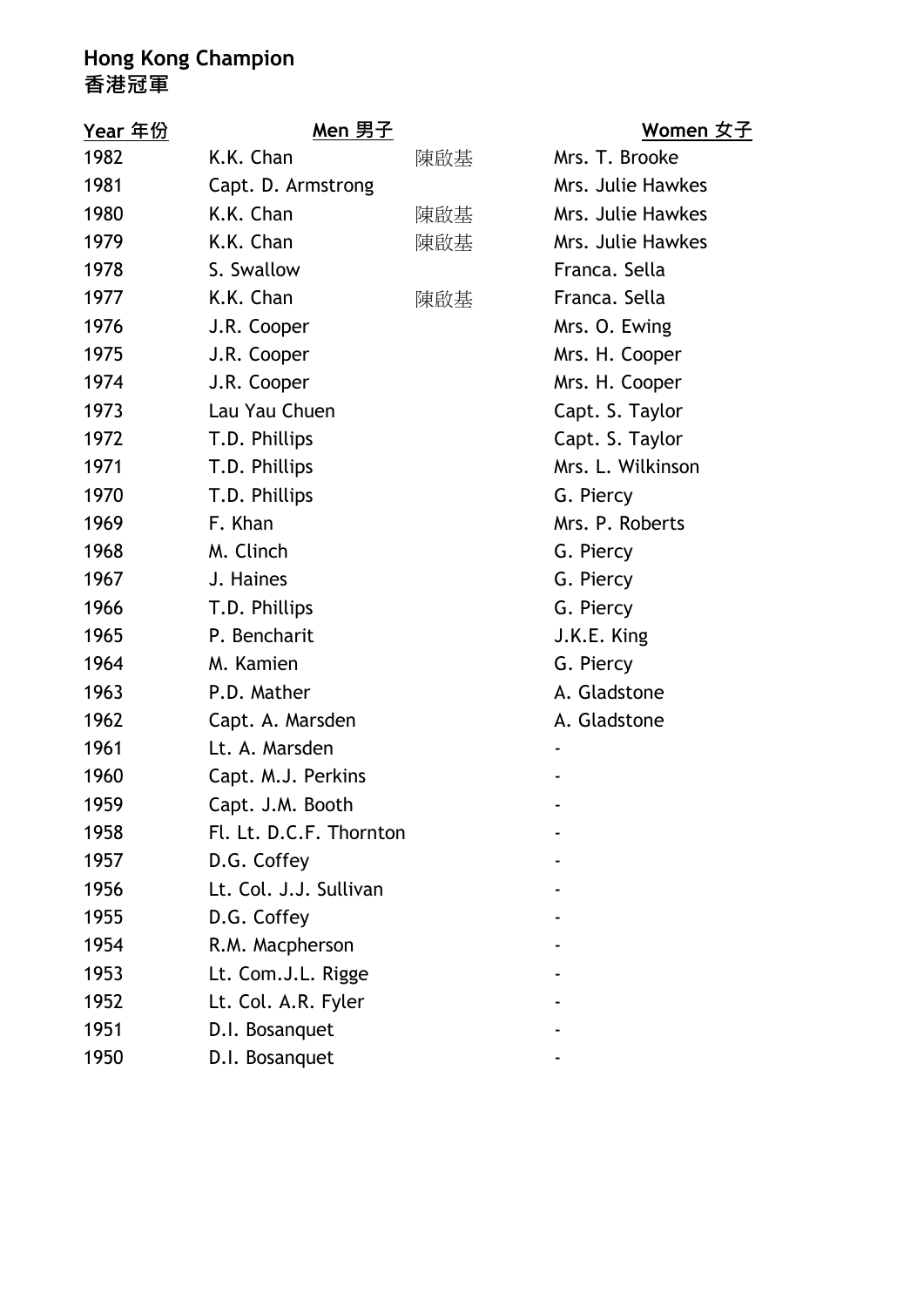**Hong Kong Champion**
**香港冠軍**

| Year 年份 | Men 男子 | | Women 女子 |
|---|---|---|---|
| 1982 | K.K. Chan | 陳啟基 | Mrs. T. Brooke |
| 1981 | Capt. D. Armstrong | | Mrs. Julie Hawkes |
| 1980 | K.K. Chan | 陳啟基 | Mrs. Julie Hawkes |
| 1979 | K.K. Chan | 陳啟基 | Mrs. Julie Hawkes |
| 1978 | S. Swallow | | Franca. Sella |
| 1977 | K.K. Chan | 陳啟基 | Franca. Sella |
| 1976 | J.R. Cooper | | Mrs. O. Ewing |
| 1975 | J.R. Cooper | | Mrs. H. Cooper |
| 1974 | J.R. Cooper | | Mrs. H. Cooper |
| 1973 | Lau Yau Chuen | | Capt. S. Taylor |
| 1972 | T.D. Phillips | | Capt. S. Taylor |
| 1971 | T.D. Phillips | | Mrs. L. Wilkinson |
| 1970 | T.D. Phillips | | G. Piercy |
| 1969 | F. Khan | | Mrs. P. Roberts |
| 1968 | M. Clinch | | G. Piercy |
| 1967 | J. Haines | | G. Piercy |
| 1966 | T.D. Phillips | | G. Piercy |
| 1965 | P. Bencharit | | J.K.E. King |
| 1964 | M. Kamien | | G. Piercy |
| 1963 | P.D. Mather | | A. Gladstone |
| 1962 | Capt. A. Marsden | | A. Gladstone |
| 1961 | Lt. A. Marsden | | - |
| 1960 | Capt. M.J. Perkins | | - |
| 1959 | Capt. J.M. Booth | | - |
| 1958 | Fl. Lt. D.C.F. Thornton | | - |
| 1957 | D.G. Coffey | | - |
| 1956 | Lt. Col. J.J. Sullivan | | - |
| 1955 | D.G. Coffey | | - |
| 1954 | R.M. Macpherson | | - |
| 1953 | Lt. Com.J.L. Rigge | | - |
| 1952 | Lt. Col. A.R. Fyler | | - |
| 1951 | D.I. Bosanquet | | - |
| 1950 | D.I. Bosanquet | | - |